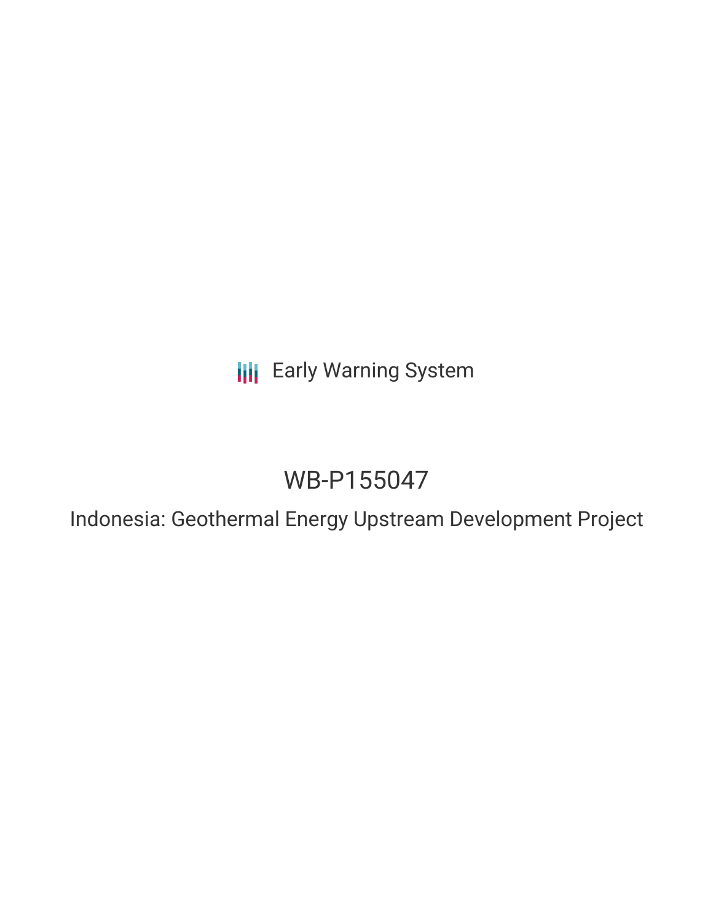Early Warning System

# WB-P155047

## Indonesia: Geothermal Energy Upstream Development Project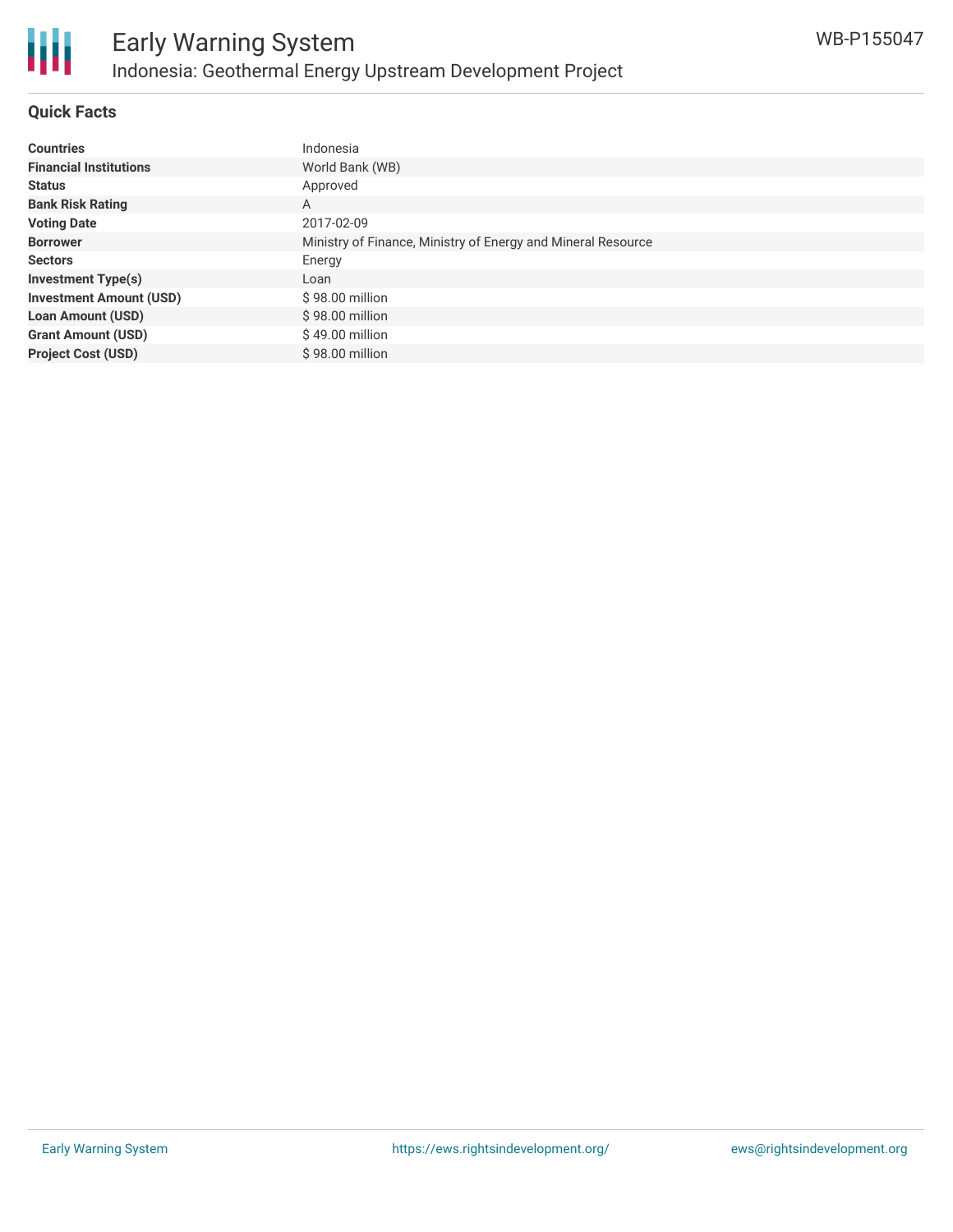## Quick Facts

| | |
|---|---|
| **Countries** | Indonesia |
| **Financial Institutions** | World Bank (WB) |
| **Status** | Approved |
| **Bank Risk Rating** | A |
| **Voting Date** | 2017-02-09 |
| **Borrower** | Ministry of Finance, Ministry of Energy and Mineral Resource |
| **Sectors** | Energy |
| **Investment Type(s)** | Loan |
| **Investment Amount (USD)** | $ 98.00 million |
| **Loan Amount (USD)** | $ 98.00 million |
| **Grant Amount (USD)** | $ 49.00 million |
| **Project Cost (USD)** | $ 98.00 million |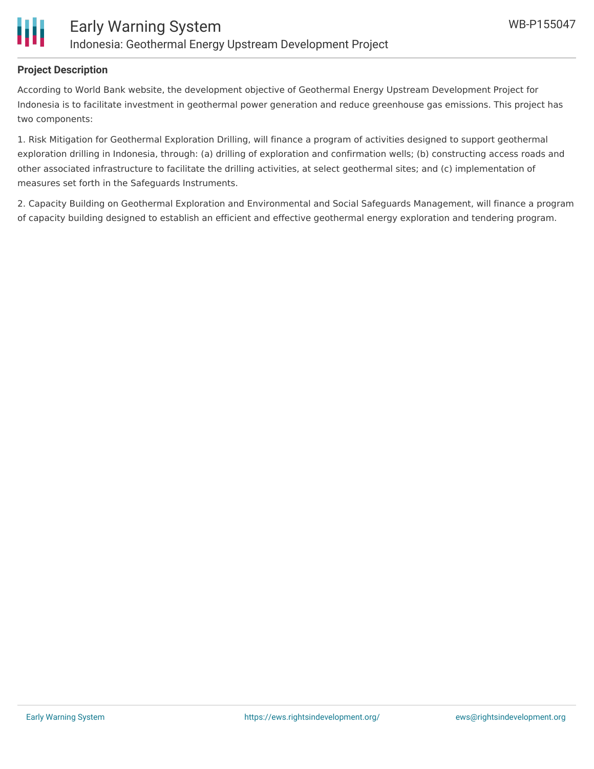## Project Description

According to World Bank website, the development objective of Geothermal Energy Upstream Development Project for Indonesia is to facilitate investment in geothermal power generation and reduce greenhouse gas emissions. This project has two components:

1. Risk Mitigation for Geothermal Exploration Drilling, will finance a program of activities designed to support geothermal exploration drilling in Indonesia, through: (a) drilling of exploration and confirmation wells; (b) constructing access roads and other associated infrastructure to facilitate the drilling activities, at select geothermal sites; and (c) implementation of measures set forth in the Safeguards Instruments.

2. Capacity Building on Geothermal Exploration and Environmental and Social Safeguards Management, will finance a program of capacity building designed to establish an efficient and effective geothermal energy exploration and tendering program.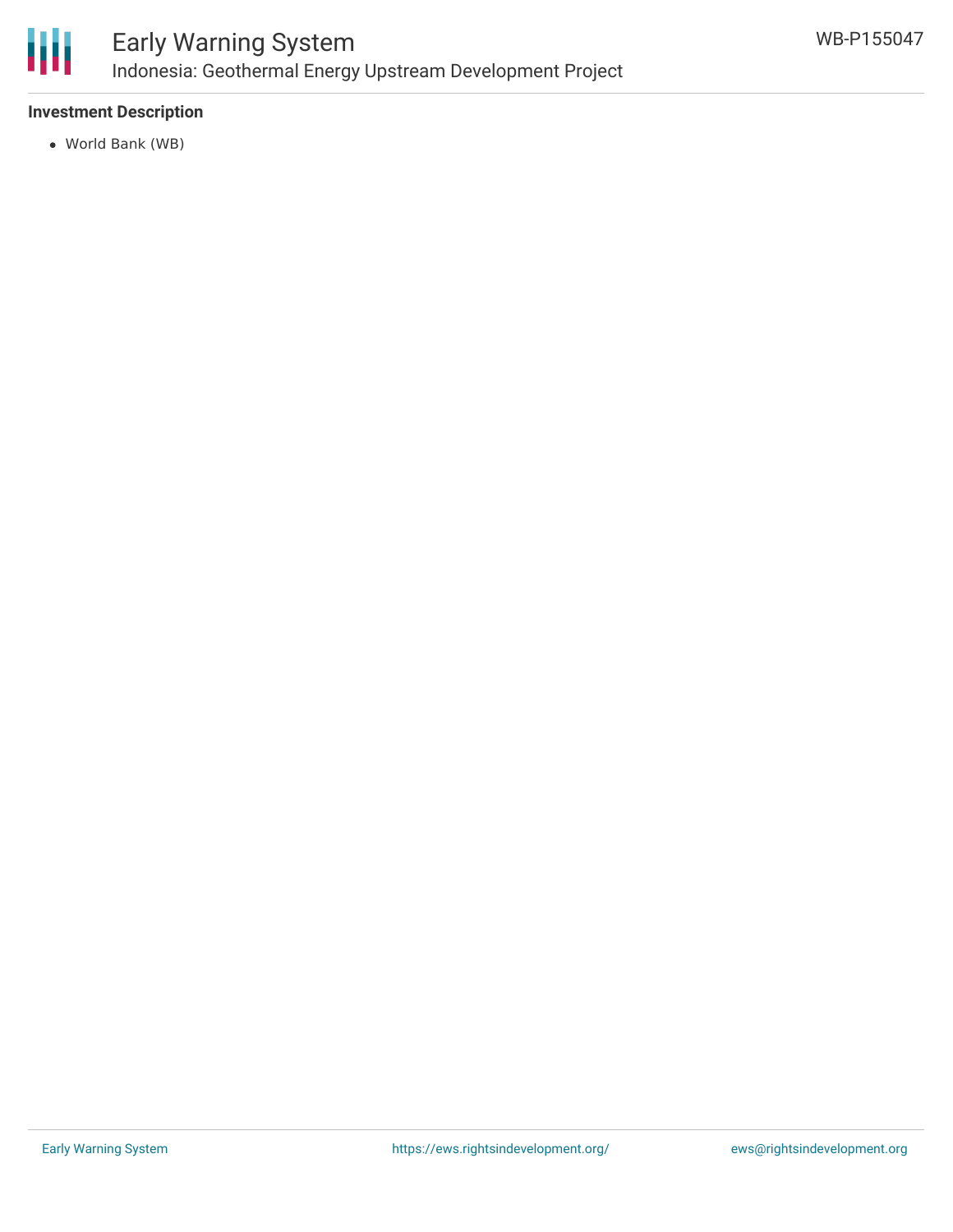### Investment Description

- World Bank (WB)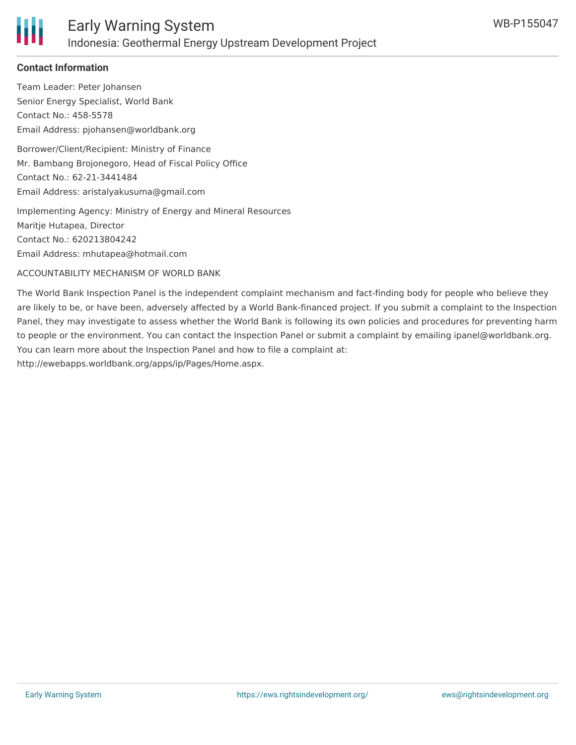## Contact Information

Team Leader: Peter Johansen
Senior Energy Specialist, World Bank
Contact No.: 458-5578
Email Address: pjohansen@worldbank.org

Borrower/Client/Recipient: Ministry of Finance
Mr. Bambang Brojonegoro, Head of Fiscal Policy Office
Contact No.: 62-21-3441484
Email Address: aristalyakusuma@gmail.com

Implementing Agency: Ministry of Energy and Mineral Resources
Maritje Hutapea, Director
Contact No.: 620213804242
Email Address: mhutapea@hotmail.com

ACCOUNTABILITY MECHANISM OF WORLD BANK

The World Bank Inspection Panel is the independent complaint mechanism and fact-finding body for people who believe they are likely to be, or have been, adversely affected by a World Bank-financed project. If you submit a complaint to the Inspection Panel, they may investigate to assess whether the World Bank is following its own policies and procedures for preventing harm to people or the environment. You can contact the Inspection Panel or submit a complaint by emailing ipanel@worldbank.org. You can learn more about the Inspection Panel and how to file a complaint at: http://ewebapps.worldbank.org/apps/ip/Pages/Home.aspx.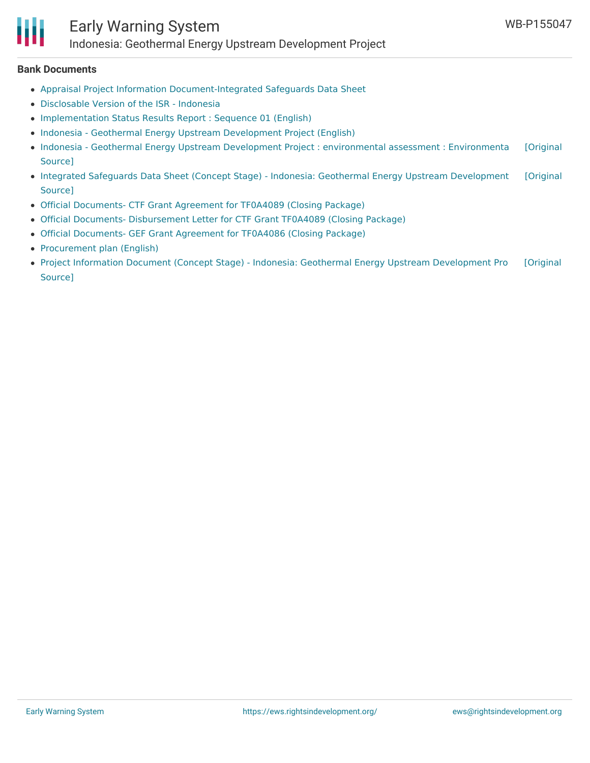**Bank Documents**

- Appraisal Project Information Document-Integrated Safeguards Data Sheet
- Disclosable Version of the ISR - Indonesia
- Implementation Status Results Report : Sequence 01 (English)
- Indonesia - Geothermal Energy Upstream Development Project (English)
- Indonesia - Geothermal Energy Upstream Development Project : environmental assessment : Environmenta [Original Source]
- Integrated Safeguards Data Sheet (Concept Stage) - Indonesia: Geothermal Energy Upstream Development [Original Source]
- Official Documents- CTF Grant Agreement for TF0A4089 (Closing Package)
- Official Documents- Disbursement Letter for CTF Grant TF0A4089 (Closing Package)
- Official Documents- GEF Grant Agreement for TF0A4086 (Closing Package)
- Procurement plan (English)
- Project Information Document (Concept Stage) - Indonesia: Geothermal Energy Upstream Development Pro [Original Source]